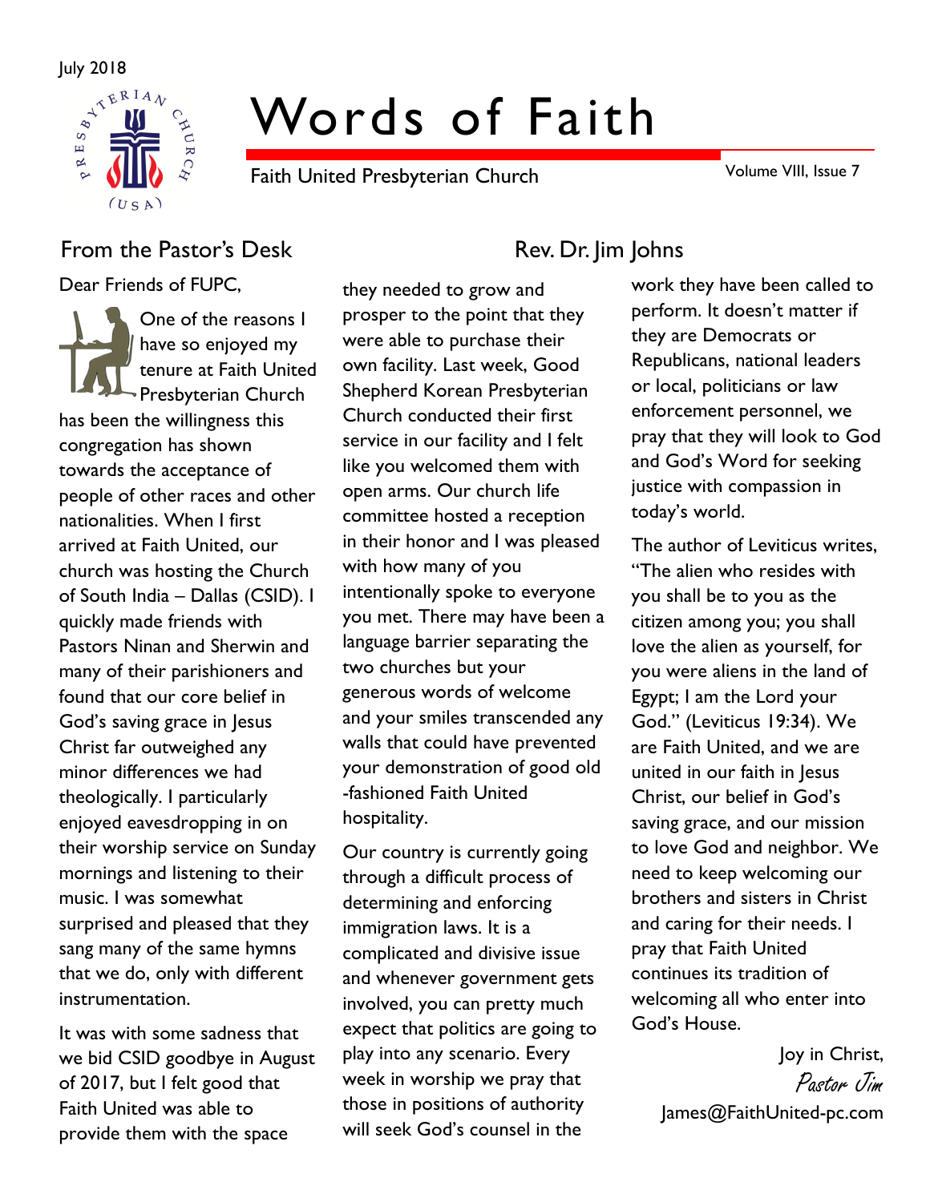July 2018

# Words of Faith

Faith United Presbyterian Church

Volume VIII, Issue 7

## From the Pastor's Desk

### Rev. Dr. Jim Johns

Dear Friends of FUPC,

One of the reasons I have so enjoyed my tenure at Faith United Presbyterian Church has been the willingness this congregation has shown towards the acceptance of people of other races and other nationalities. When I first arrived at Faith United, our church was hosting the Church of South India – Dallas (CSID). I quickly made friends with Pastors Ninan and Sherwin and many of their parishioners and found that our core belief in God's saving grace in Jesus Christ far outweighed any minor differences we had theologically. I particularly enjoyed eavesdropping in on their worship service on Sunday mornings and listening to their music. I was somewhat surprised and pleased that they sang many of the same hymns that we do, only with different instrumentation.

It was with some sadness that we bid CSID goodbye in August of 2017, but I felt good that Faith United was able to provide them with the space they needed to grow and prosper to the point that they were able to purchase their own facility. Last week, Good Shepherd Korean Presbyterian Church conducted their first service in our facility and I felt like you welcomed them with open arms. Our church life committee hosted a reception in their honor and I was pleased with how many of you intentionally spoke to everyone you met. There may have been a language barrier separating the two churches but your generous words of welcome and your smiles transcended any walls that could have prevented your demonstration of good old-fashioned Faith United hospitality.

Our country is currently going through a difficult process of determining and enforcing immigration laws. It is a complicated and divisive issue and whenever government gets involved, you can pretty much expect that politics are going to play into any scenario. Every week in worship we pray that those in positions of authority will seek God's counsel in the work they have been called to perform. It doesn't matter if they are Democrats or Republicans, national leaders or local, politicians or law enforcement personnel, we pray that they will look to God and God's Word for seeking justice with compassion in today's world.

The author of Leviticus writes, "The alien who resides with you shall be to you as the citizen among you; you shall love the alien as yourself, for you were aliens in the land of Egypt; I am the Lord your God." (Leviticus 19:34). We are Faith United, and we are united in our faith in Jesus Christ, our belief in God's saving grace, and our mission to love God and neighbor. We need to keep welcoming our brothers and sisters in Christ and caring for their needs. I pray that Faith United continues its tradition of welcoming all who enter into God's House.

Joy in Christ,  
*Pastor Jim*  
James@FaithUnited-pc.com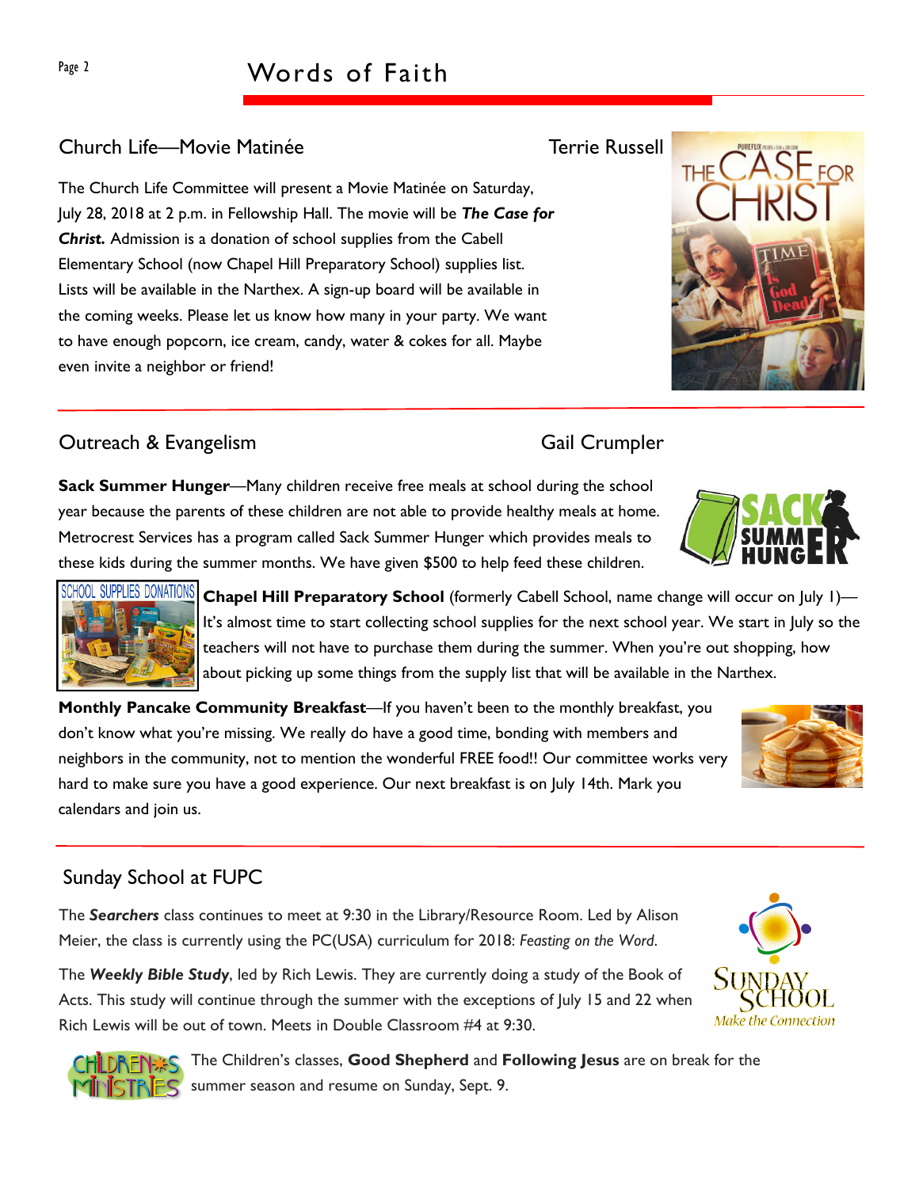## Church Life—Movie Matinée

Terrie Russell

The Church Life Committee will present a Movie Matinée on Saturday, July 28, 2018 at 2 p.m. in Fellowship Hall. The movie will be ***The Case for Christ.*** Admission is a donation of school supplies from the Cabell Elementary School (now Chapel Hill Preparatory School) supplies list. Lists will be available in the Narthex. A sign-up board will be available in the coming weeks. Please let us know how many in your party. We want to have enough popcorn, ice cream, candy, water & cokes for all. Maybe even invite a neighbor or friend!

## Outreach & Evangelism

Gail Crumpler

**Sack Summer Hunger**—Many children receive free meals at school during the school year because the parents of these children are not able to provide healthy meals at home. Metrocrest Services has a program called Sack Summer Hunger which provides meals to these kids during the summer months. We have given $500 to help feed these children.

**Chapel Hill Preparatory School** (formerly Cabell School, name change will occur on July 1)—It's almost time to start collecting school supplies for the next school year. We start in July so the teachers will not have to purchase them during the summer. When you're out shopping, how about picking up some things from the supply list that will be available in the Narthex.

**Monthly Pancake Community Breakfast**—If you haven't been to the monthly breakfast, you don't know what you're missing. We really do have a good time, bonding with members and neighbors in the community, not to mention the wonderful FREE food!! Our committee works very hard to make sure you have a good experience. Our next breakfast is on July 14th. Mark you calendars and join us.

## Sunday School at FUPC

The ***Searchers*** class continues to meet at 9:30 in the Library/Resource Room. Led by Alison Meier, the class is currently using the PC(USA) curriculum for 2018: *Feasting on the Word*.

The ***Weekly Bible Study***, led by Rich Lewis. They are currently doing a study of the Book of Acts. This study will continue through the summer with the exceptions of July 15 and 22 when Rich Lewis will be out of town. Meets in Double Classroom #4 at 9:30.

The Children's classes, **Good Shepherd** and **Following Jesus** are on break for the summer season and resume on Sunday, Sept. 9.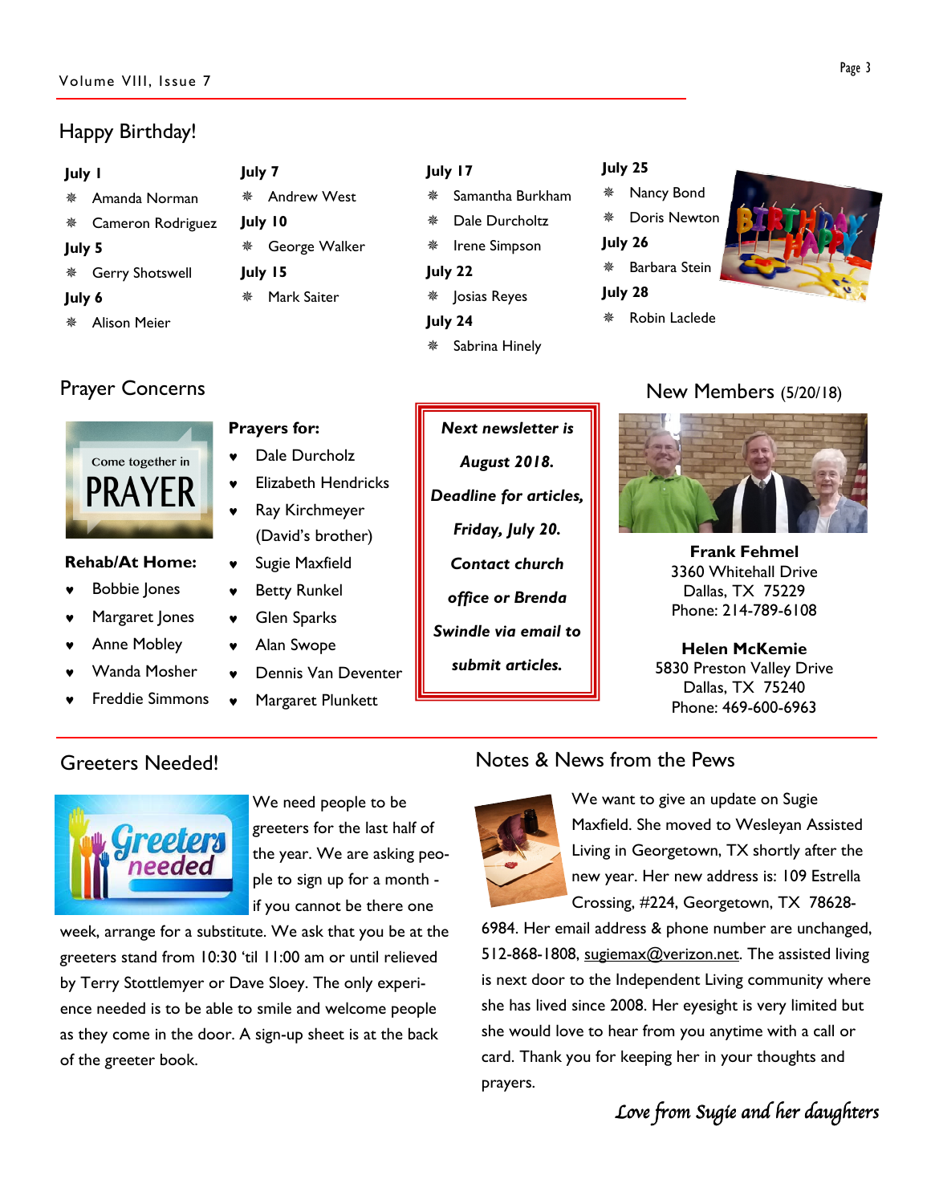## Happy Birthday!

**July 1**
- Amanda Norman
- Cameron Rodriguez

**July 5**
- Gerry Shotswell

**July 6**
- Alison Meier

**July 7**
- Andrew West

**July 10**
- George Walker

**July 15**
- Mark Saiter

**July 17**
- Samantha Burkham
- Dale Durcholtz
- Irene Simpson

**July 22**
- Josias Reyes

**July 24**
- Sabrina Hinely

**July 25**
- Nancy Bond
- Doris Newton

**July 26**
- Barbara Stein

**July 28**
- Robin Laclede

## Prayer Concerns

**Rehab/At Home:**
- Bobbie Jones
- Margaret Jones
- Anne Mobley
- Wanda Mosher
- Freddie Simmons

**Prayers for:**
- Dale Durcholz
- Elizabeth Hendricks
- Ray Kirchmeyer (David's brother)
- Sugie Maxfield
- Betty Runkel
- Glen Sparks
- Alan Swope
- Dennis Van Deventer
- Margaret Plunkett

***Next newsletter is August 2018. Deadline for articles, Friday, July 20. Contact church office or Brenda Swindle via email to submit articles.***

## New Members (5/20/18)

**Frank Fehmel**
3360 Whitehall Drive
Dallas, TX 75229
Phone: 214-789-6108

**Helen McKemie**
5830 Preston Valley Drive
Dallas, TX 75240
Phone: 469-600-6963

## Greeters Needed!

We need people to be greeters for the last half of the year. We are asking people to sign up for a month - if you cannot be there one week, arrange for a substitute. We ask that you be at the greeters stand from 10:30 'til 11:00 am or until relieved by Terry Stottlemyer or Dave Sloey. The only experience needed is to be able to smile and welcome people as they come in the door. A sign-up sheet is at the back of the greeter book.

## Notes & News from the Pews

We want to give an update on Sugie Maxfield. She moved to Wesleyan Assisted Living in Georgetown, TX shortly after the new year. Her new address is: 109 Estrella Crossing, #224, Georgetown, TX 78628-6984. Her email address & phone number are unchanged, 512-868-1808, sugiemax@verizon.net. The assisted living is next door to the Independent Living community where she has lived since 2008. Her eyesight is very limited but she would love to hear from you anytime with a call or card. Thank you for keeping her in your thoughts and prayers.

*Love from Sugie and her daughters*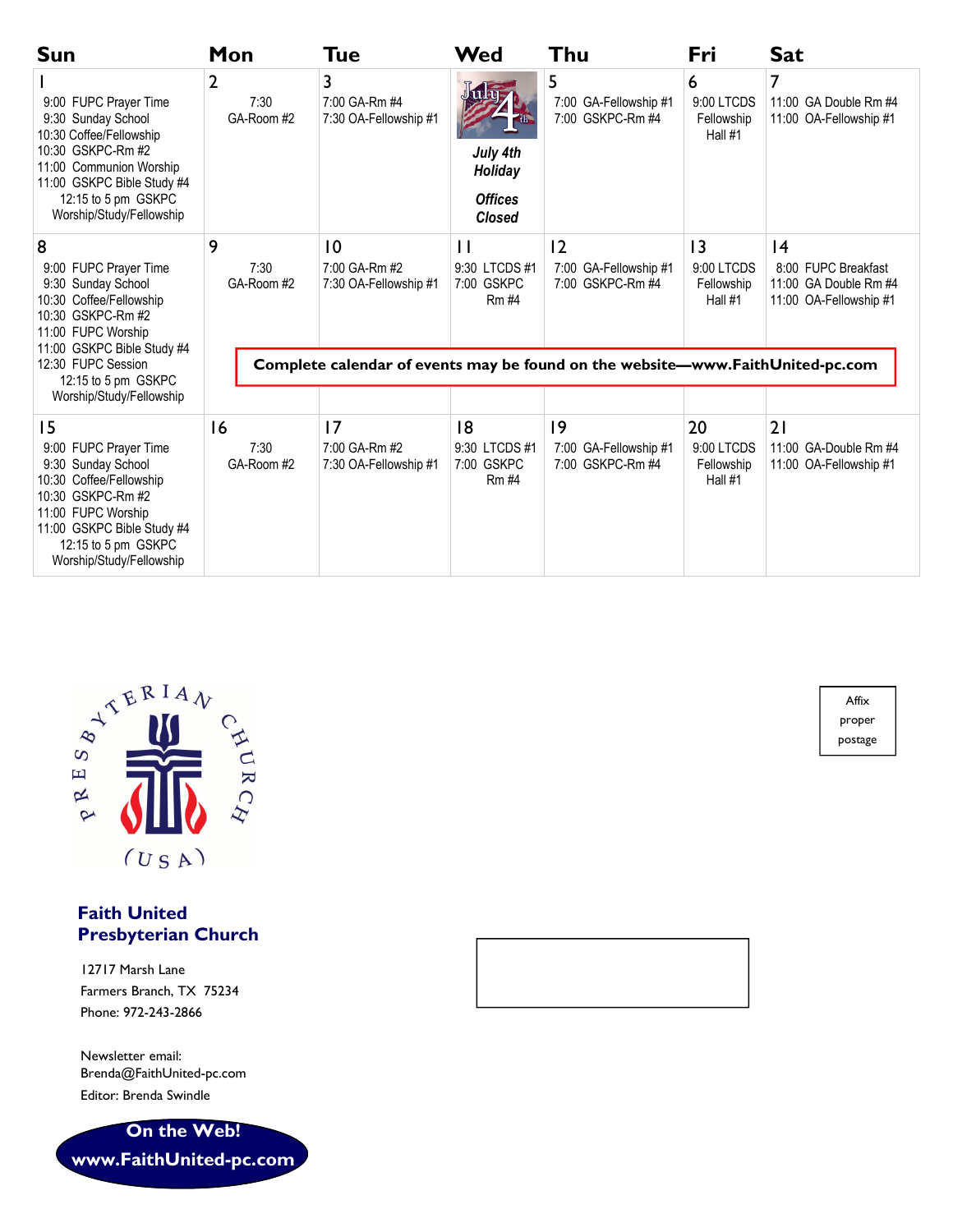| Sun | Mon | Tue | Wed | Thu | Fri | Sat |
|---|---|---|---|---|---|---|
| 1<br>9:00 FUPC Prayer Time<br>9:30 Sunday School<br>10:30 Coffee/Fellowship<br>10:30 GSKPC-Rm #2<br>11:00 Communion Worship<br>11:00 GSKPC Bible Study #4<br>12:15 to 5 pm GSKPC Worship/Study/Fellowship | 2<br>7:30 GA-Room #2 | 3<br>7:00 GA-Rm #4<br>7:30 OA-Fellowship #1 | July 4th<br>*July 4th Holiday*<br>*Offices Closed* | 5<br>7:00 GA-Fellowship #1<br>7:00 GSKPC-Rm #4 | 6<br>9:00 LTCDS Fellowship Hall #1 | 7<br>11:00 GA Double Rm #4<br>11:00 OA-Fellowship #1 |
| 8<br>9:00 FUPC Prayer Time<br>9:30 Sunday School<br>10:30 Coffee/Fellowship<br>10:30 GSKPC-Rm #2<br>11:00 FUPC Worship<br>11:00 GSKPC Bible Study #4<br>12:30 FUPC Session<br>12:15 to 5 pm GSKPC Worship/Study/Fellowship | 9<br>7:30 GA-Room #2 | 10<br>7:00 GA-Rm #2<br>7:30 OA-Fellowship #1 | 11<br>9:30 LTCDS #1<br>7:00 GSKPC Rm #4 | 12<br>7:00 GA-Fellowship #1<br>7:00 GSKPC-Rm #4 | 13<br>9:00 LTCDS Fellowship Hall #1 | 14<br>8:00 FUPC Breakfast<br>11:00 GA Double Rm #4<br>11:00 OA-Fellowship #1 |
| 15<br>9:00 FUPC Prayer Time<br>9:30 Sunday School<br>10:30 Coffee/Fellowship<br>10:30 GSKPC-Rm #2<br>11:00 FUPC Worship<br>11:00 GSKPC Bible Study #4<br>12:15 to 5 pm GSKPC Worship/Study/Fellowship | 16<br>7:30 GA-Room #2 | 17<br>7:00 GA-Rm #2<br>7:30 OA-Fellowship #1 | 18<br>9:30 LTCDS #1<br>7:00 GSKPC Rm #4 | 19<br>7:00 GA-Fellowship #1<br>7:00 GSKPC-Rm #4 | 20<br>9:00 LTCDS Fellowship Hall #1 | 21<br>11:00 GA-Double Rm #4<br>11:00 OA-Fellowship #1 |

**Complete calendar of events may be found on the website—www.FaithUnited-pc.com**

PRESBYTERIAN CHURCH (USA)

**Faith United Presbyterian Church**

12717 Marsh Lane
Farmers Branch, TX 75234
Phone: 972-243-2866

Newsletter email:
Brenda@FaithUnited-pc.com
Editor: Brenda Swindle

**On the Web!**
**www.FaithUnited-pc.com**

Affix proper postage